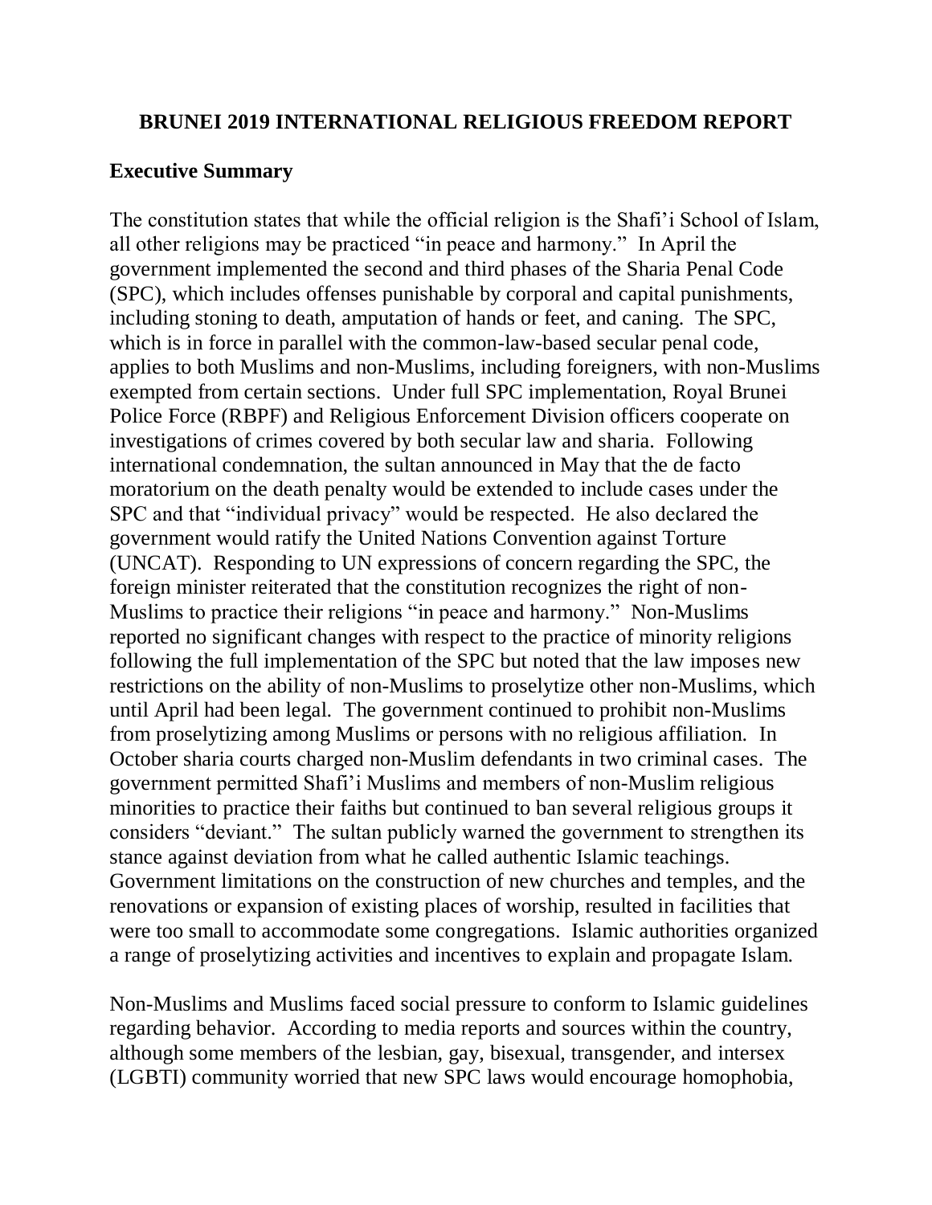# BRUNEI 2019 INTERNATIONAL RELIGIOUS FREEDOM REPORT

## Executive Summary

The constitution states that while the official religion is the Shafi'i School of Islam, all other religions may be practiced "in peace and harmony." In April the government implemented the second and third phases of the Sharia Penal Code (SPC), which includes offenses punishable by corporal and capital punishments, including stoning to death, amputation of hands or feet, and caning. The SPC, which is in force in parallel with the common-law-based secular penal code, applies to both Muslims and non-Muslims, including foreigners, with non-Muslims exempted from certain sections. Under full SPC implementation, Royal Brunei Police Force (RBPF) and Religious Enforcement Division officers cooperate on investigations of crimes covered by both secular law and sharia. Following international condemnation, the sultan announced in May that the de facto moratorium on the death penalty would be extended to include cases under the SPC and that "individual privacy" would be respected. He also declared the government would ratify the United Nations Convention against Torture (UNCAT). Responding to UN expressions of concern regarding the SPC, the foreign minister reiterated that the constitution recognizes the right of non-Muslims to practice their religions "in peace and harmony." Non-Muslims reported no significant changes with respect to the practice of minority religions following the full implementation of the SPC but noted that the law imposes new restrictions on the ability of non-Muslims to proselytize other non-Muslims, which until April had been legal. The government continued to prohibit non-Muslims from proselytizing among Muslims or persons with no religious affiliation. In October sharia courts charged non-Muslim defendants in two criminal cases. The government permitted Shafi'i Muslims and members of non-Muslim religious minorities to practice their faiths but continued to ban several religious groups it considers "deviant." The sultan publicly warned the government to strengthen its stance against deviation from what he called authentic Islamic teachings. Government limitations on the construction of new churches and temples, and the renovations or expansion of existing places of worship, resulted in facilities that were too small to accommodate some congregations. Islamic authorities organized a range of proselytizing activities and incentives to explain and propagate Islam.

Non-Muslims and Muslims faced social pressure to conform to Islamic guidelines regarding behavior. According to media reports and sources within the country, although some members of the lesbian, gay, bisexual, transgender, and intersex (LGBTI) community worried that new SPC laws would encourage homophobia,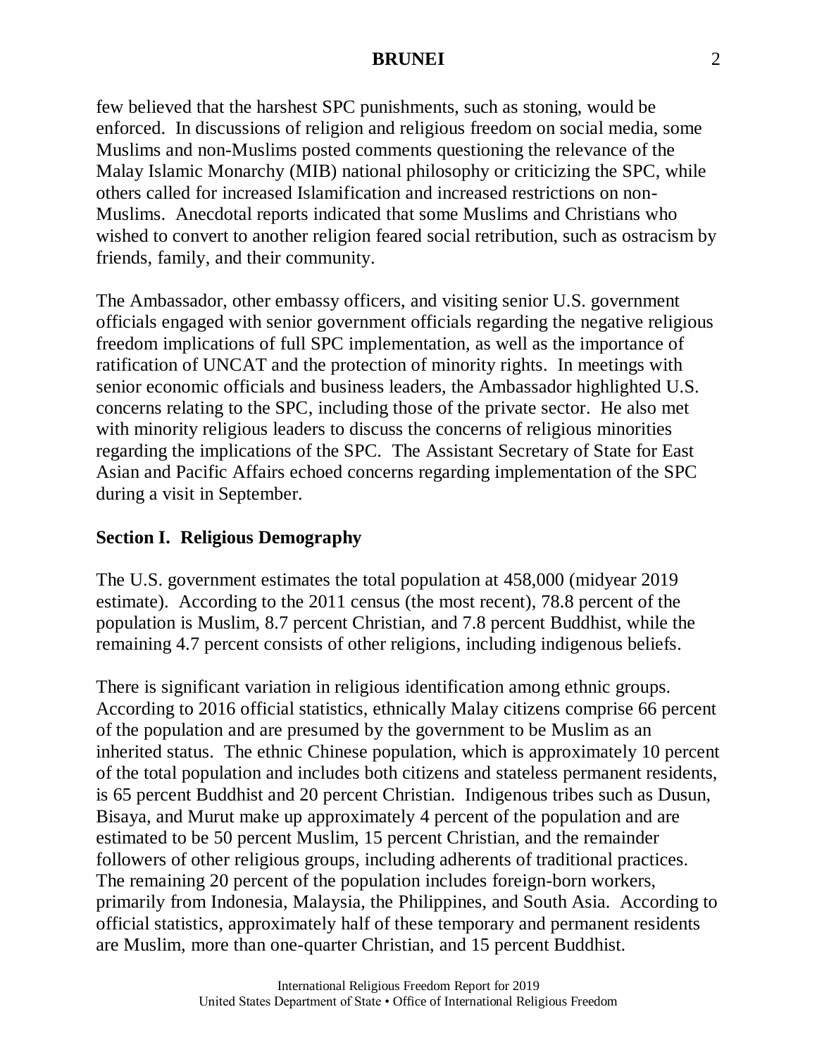few believed that the harshest SPC punishments, such as stoning, would be enforced. In discussions of religion and religious freedom on social media, some Muslims and non-Muslims posted comments questioning the relevance of the Malay Islamic Monarchy (MIB) national philosophy or criticizing the SPC, while others called for increased Islamification and increased restrictions on non-Muslims. Anecdotal reports indicated that some Muslims and Christians who wished to convert to another religion feared social retribution, such as ostracism by friends, family, and their community.

The Ambassador, other embassy officers, and visiting senior U.S. government officials engaged with senior government officials regarding the negative religious freedom implications of full SPC implementation, as well as the importance of ratification of UNCAT and the protection of minority rights. In meetings with senior economic officials and business leaders, the Ambassador highlighted U.S. concerns relating to the SPC, including those of the private sector. He also met with minority religious leaders to discuss the concerns of religious minorities regarding the implications of the SPC. The Assistant Secretary of State for East Asian and Pacific Affairs echoed concerns regarding implementation of the SPC during a visit in September.

## Section I. Religious Demography

The U.S. government estimates the total population at 458,000 (midyear 2019 estimate). According to the 2011 census (the most recent), 78.8 percent of the population is Muslim, 8.7 percent Christian, and 7.8 percent Buddhist, while the remaining 4.7 percent consists of other religions, including indigenous beliefs.

There is significant variation in religious identification among ethnic groups. According to 2016 official statistics, ethnically Malay citizens comprise 66 percent of the population and are presumed by the government to be Muslim as an inherited status. The ethnic Chinese population, which is approximately 10 percent of the total population and includes both citizens and stateless permanent residents, is 65 percent Buddhist and 20 percent Christian. Indigenous tribes such as Dusun, Bisaya, and Murut make up approximately 4 percent of the population and are estimated to be 50 percent Muslim, 15 percent Christian, and the remainder followers of other religious groups, including adherents of traditional practices. The remaining 20 percent of the population includes foreign-born workers, primarily from Indonesia, Malaysia, the Philippines, and South Asia. According to official statistics, approximately half of these temporary and permanent residents are Muslim, more than one-quarter Christian, and 15 percent Buddhist.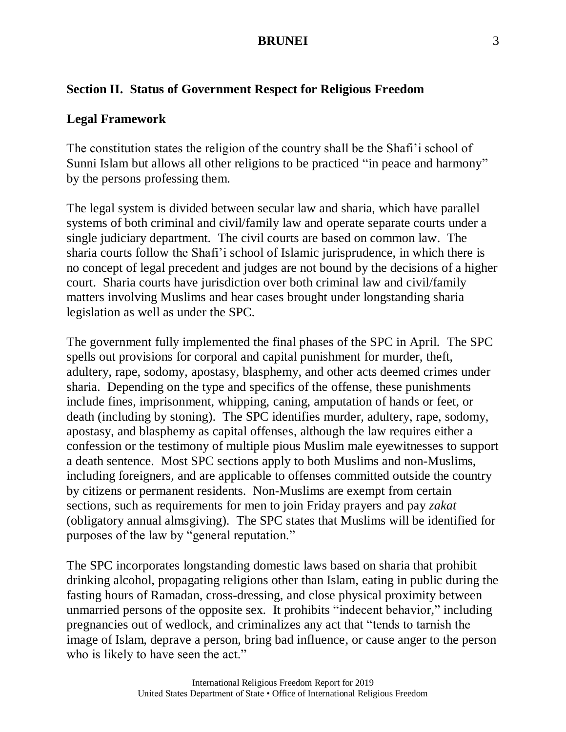## Section II. Status of Government Respect for Religious Freedom

### Legal Framework

The constitution states the religion of the country shall be the Shafi'i school of Sunni Islam but allows all other religions to be practiced "in peace and harmony" by the persons professing them.

The legal system is divided between secular law and sharia, which have parallel systems of both criminal and civil/family law and operate separate courts under a single judiciary department. The civil courts are based on common law. The sharia courts follow the Shafi'i school of Islamic jurisprudence, in which there is no concept of legal precedent and judges are not bound by the decisions of a higher court. Sharia courts have jurisdiction over both criminal law and civil/family matters involving Muslims and hear cases brought under longstanding sharia legislation as well as under the SPC.

The government fully implemented the final phases of the SPC in April. The SPC spells out provisions for corporal and capital punishment for murder, theft, adultery, rape, sodomy, apostasy, blasphemy, and other acts deemed crimes under sharia. Depending on the type and specifics of the offense, these punishments include fines, imprisonment, whipping, caning, amputation of hands or feet, or death (including by stoning). The SPC identifies murder, adultery, rape, sodomy, apostasy, and blasphemy as capital offenses, although the law requires either a confession or the testimony of multiple pious Muslim male eyewitnesses to support a death sentence. Most SPC sections apply to both Muslims and non-Muslims, including foreigners, and are applicable to offenses committed outside the country by citizens or permanent residents. Non-Muslims are exempt from certain sections, such as requirements for men to join Friday prayers and pay *zakat* (obligatory annual almsgiving). The SPC states that Muslims will be identified for purposes of the law by "general reputation."

The SPC incorporates longstanding domestic laws based on sharia that prohibit drinking alcohol, propagating religions other than Islam, eating in public during the fasting hours of Ramadan, cross-dressing, and close physical proximity between unmarried persons of the opposite sex. It prohibits "indecent behavior," including pregnancies out of wedlock, and criminalizes any act that "tends to tarnish the image of Islam, deprave a person, bring bad influence, or cause anger to the person who is likely to have seen the act."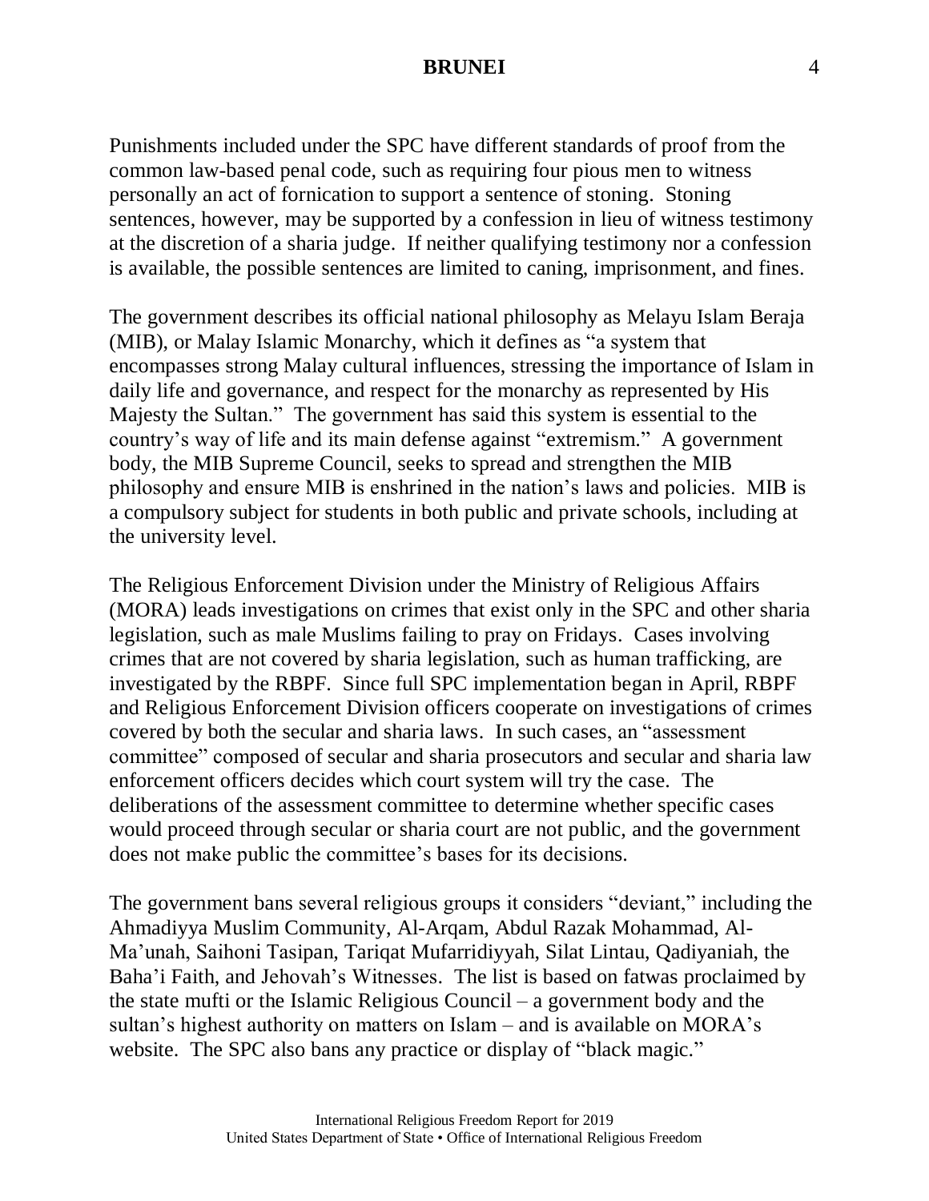Punishments included under the SPC have different standards of proof from the common law-based penal code, such as requiring four pious men to witness personally an act of fornication to support a sentence of stoning. Stoning sentences, however, may be supported by a confession in lieu of witness testimony at the discretion of a sharia judge. If neither qualifying testimony nor a confession is available, the possible sentences are limited to caning, imprisonment, and fines.

The government describes its official national philosophy as Melayu Islam Beraja (MIB), or Malay Islamic Monarchy, which it defines as "a system that encompasses strong Malay cultural influences, stressing the importance of Islam in daily life and governance, and respect for the monarchy as represented by His Majesty the Sultan." The government has said this system is essential to the country's way of life and its main defense against "extremism." A government body, the MIB Supreme Council, seeks to spread and strengthen the MIB philosophy and ensure MIB is enshrined in the nation's laws and policies. MIB is a compulsory subject for students in both public and private schools, including at the university level.

The Religious Enforcement Division under the Ministry of Religious Affairs (MORA) leads investigations on crimes that exist only in the SPC and other sharia legislation, such as male Muslims failing to pray on Fridays. Cases involving crimes that are not covered by sharia legislation, such as human trafficking, are investigated by the RBPF. Since full SPC implementation began in April, RBPF and Religious Enforcement Division officers cooperate on investigations of crimes covered by both the secular and sharia laws. In such cases, an "assessment committee" composed of secular and sharia prosecutors and secular and sharia law enforcement officers decides which court system will try the case. The deliberations of the assessment committee to determine whether specific cases would proceed through secular or sharia court are not public, and the government does not make public the committee's bases for its decisions.

The government bans several religious groups it considers "deviant," including the Ahmadiyya Muslim Community, Al-Arqam, Abdul Razak Mohammad, Al-Ma'unah, Saihoni Tasipan, Tariqat Mufarridiyyah, Silat Lintau, Qadiyaniah, the Baha'i Faith, and Jehovah's Witnesses. The list is based on fatwas proclaimed by the state mufti or the Islamic Religious Council – a government body and the sultan's highest authority on matters on Islam – and is available on MORA's website. The SPC also bans any practice or display of "black magic."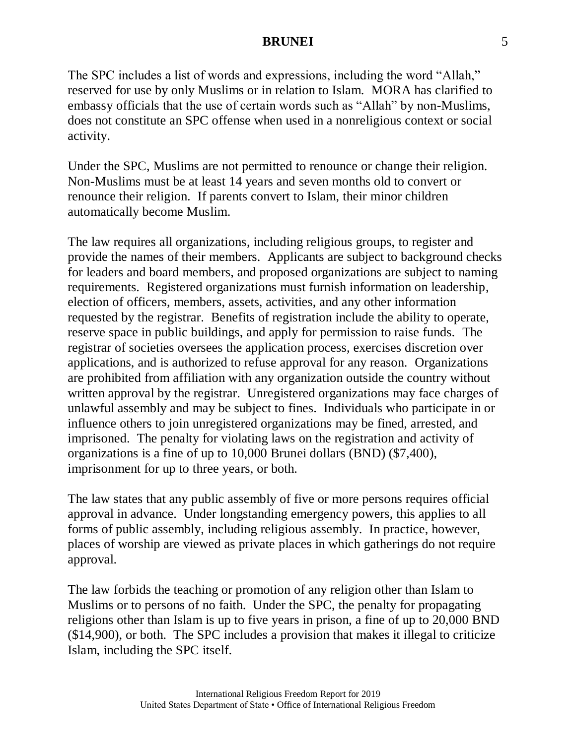The SPC includes a list of words and expressions, including the word "Allah," reserved for use by only Muslims or in relation to Islam. MORA has clarified to embassy officials that the use of certain words such as "Allah" by non-Muslims, does not constitute an SPC offense when used in a nonreligious context or social activity.

Under the SPC, Muslims are not permitted to renounce or change their religion. Non-Muslims must be at least 14 years and seven months old to convert or renounce their religion. If parents convert to Islam, their minor children automatically become Muslim.

The law requires all organizations, including religious groups, to register and provide the names of their members. Applicants are subject to background checks for leaders and board members, and proposed organizations are subject to naming requirements. Registered organizations must furnish information on leadership, election of officers, members, assets, activities, and any other information requested by the registrar. Benefits of registration include the ability to operate, reserve space in public buildings, and apply for permission to raise funds. The registrar of societies oversees the application process, exercises discretion over applications, and is authorized to refuse approval for any reason. Organizations are prohibited from affiliation with any organization outside the country without written approval by the registrar. Unregistered organizations may face charges of unlawful assembly and may be subject to fines. Individuals who participate in or influence others to join unregistered organizations may be fined, arrested, and imprisoned. The penalty for violating laws on the registration and activity of organizations is a fine of up to 10,000 Brunei dollars (BND) ($7,400), imprisonment for up to three years, or both.

The law states that any public assembly of five or more persons requires official approval in advance. Under longstanding emergency powers, this applies to all forms of public assembly, including religious assembly. In practice, however, places of worship are viewed as private places in which gatherings do not require approval.

The law forbids the teaching or promotion of any religion other than Islam to Muslims or to persons of no faith. Under the SPC, the penalty for propagating religions other than Islam is up to five years in prison, a fine of up to 20,000 BND ($14,900), or both. The SPC includes a provision that makes it illegal to criticize Islam, including the SPC itself.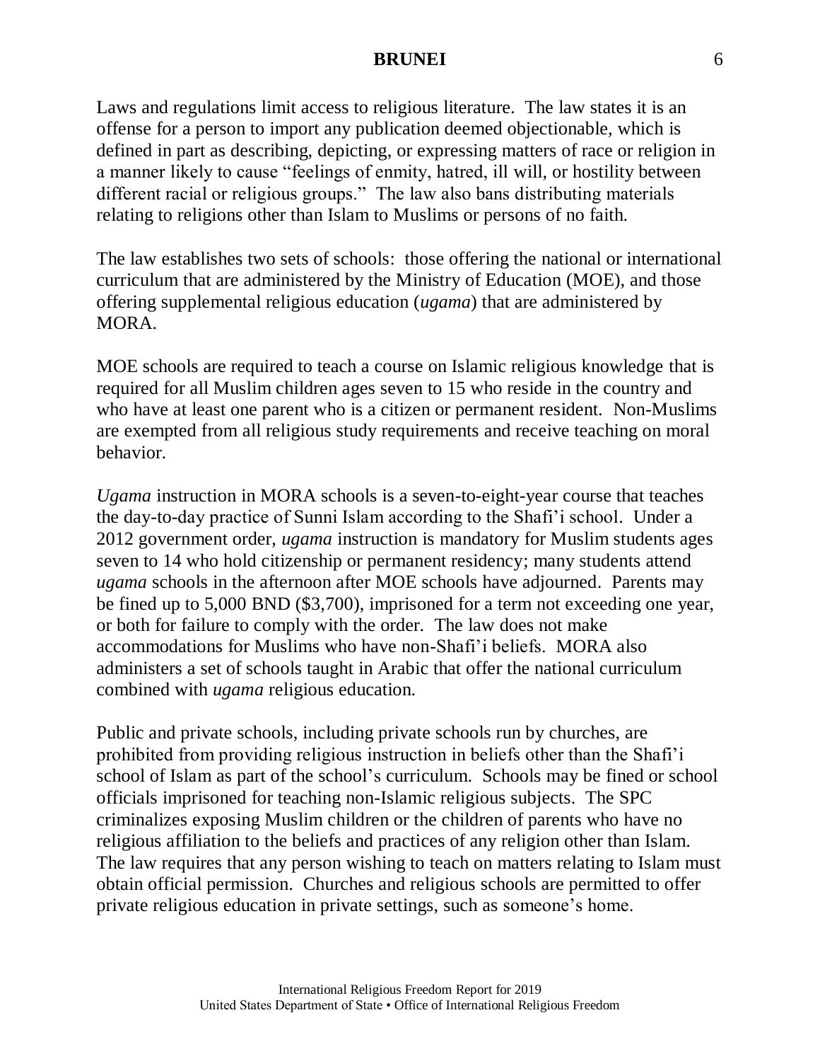Laws and regulations limit access to religious literature. The law states it is an offense for a person to import any publication deemed objectionable, which is defined in part as describing, depicting, or expressing matters of race or religion in a manner likely to cause "feelings of enmity, hatred, ill will, or hostility between different racial or religious groups." The law also bans distributing materials relating to religions other than Islam to Muslims or persons of no faith.

The law establishes two sets of schools: those offering the national or international curriculum that are administered by the Ministry of Education (MOE), and those offering supplemental religious education (*ugama*) that are administered by MORA.

MOE schools are required to teach a course on Islamic religious knowledge that is required for all Muslim children ages seven to 15 who reside in the country and who have at least one parent who is a citizen or permanent resident. Non-Muslims are exempted from all religious study requirements and receive teaching on moral behavior.

*Ugama* instruction in MORA schools is a seven-to-eight-year course that teaches the day-to-day practice of Sunni Islam according to the Shafi'i school. Under a 2012 government order, *ugama* instruction is mandatory for Muslim students ages seven to 14 who hold citizenship or permanent residency; many students attend *ugama* schools in the afternoon after MOE schools have adjourned. Parents may be fined up to 5,000 BND ($3,700), imprisoned for a term not exceeding one year, or both for failure to comply with the order. The law does not make accommodations for Muslims who have non-Shafi'i beliefs. MORA also administers a set of schools taught in Arabic that offer the national curriculum combined with *ugama* religious education.

Public and private schools, including private schools run by churches, are prohibited from providing religious instruction in beliefs other than the Shafi'i school of Islam as part of the school's curriculum. Schools may be fined or school officials imprisoned for teaching non-Islamic religious subjects. The SPC criminalizes exposing Muslim children or the children of parents who have no religious affiliation to the beliefs and practices of any religion other than Islam. The law requires that any person wishing to teach on matters relating to Islam must obtain official permission. Churches and religious schools are permitted to offer private religious education in private settings, such as someone's home.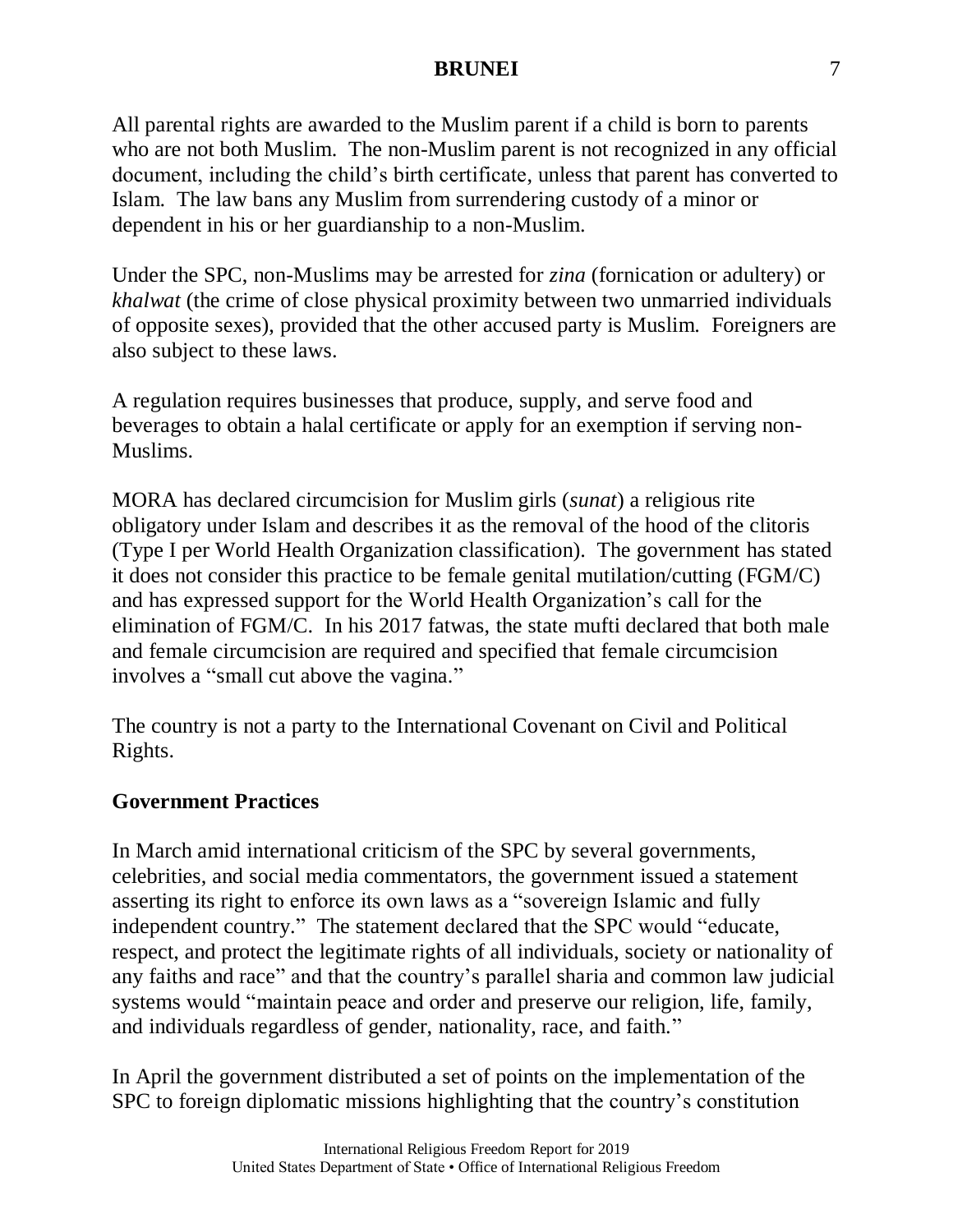All parental rights are awarded to the Muslim parent if a child is born to parents who are not both Muslim. The non-Muslim parent is not recognized in any official document, including the child's birth certificate, unless that parent has converted to Islam. The law bans any Muslim from surrendering custody of a minor or dependent in his or her guardianship to a non-Muslim.

Under the SPC, non-Muslims may be arrested for *zina* (fornication or adultery) or *khalwat* (the crime of close physical proximity between two unmarried individuals of opposite sexes), provided that the other accused party is Muslim. Foreigners are also subject to these laws.

A regulation requires businesses that produce, supply, and serve food and beverages to obtain a halal certificate or apply for an exemption if serving non-Muslims.

MORA has declared circumcision for Muslim girls (*sunat*) a religious rite obligatory under Islam and describes it as the removal of the hood of the clitoris (Type I per World Health Organization classification). The government has stated it does not consider this practice to be female genital mutilation/cutting (FGM/C) and has expressed support for the World Health Organization's call for the elimination of FGM/C. In his 2017 fatwas, the state mufti declared that both male and female circumcision are required and specified that female circumcision involves a "small cut above the vagina."

The country is not a party to the International Covenant on Civil and Political Rights.

## Government Practices

In March amid international criticism of the SPC by several governments, celebrities, and social media commentators, the government issued a statement asserting its right to enforce its own laws as a "sovereign Islamic and fully independent country." The statement declared that the SPC would "educate, respect, and protect the legitimate rights of all individuals, society or nationality of any faiths and race" and that the country's parallel sharia and common law judicial systems would "maintain peace and order and preserve our religion, life, family, and individuals regardless of gender, nationality, race, and faith."

In April the government distributed a set of points on the implementation of the SPC to foreign diplomatic missions highlighting that the country's constitution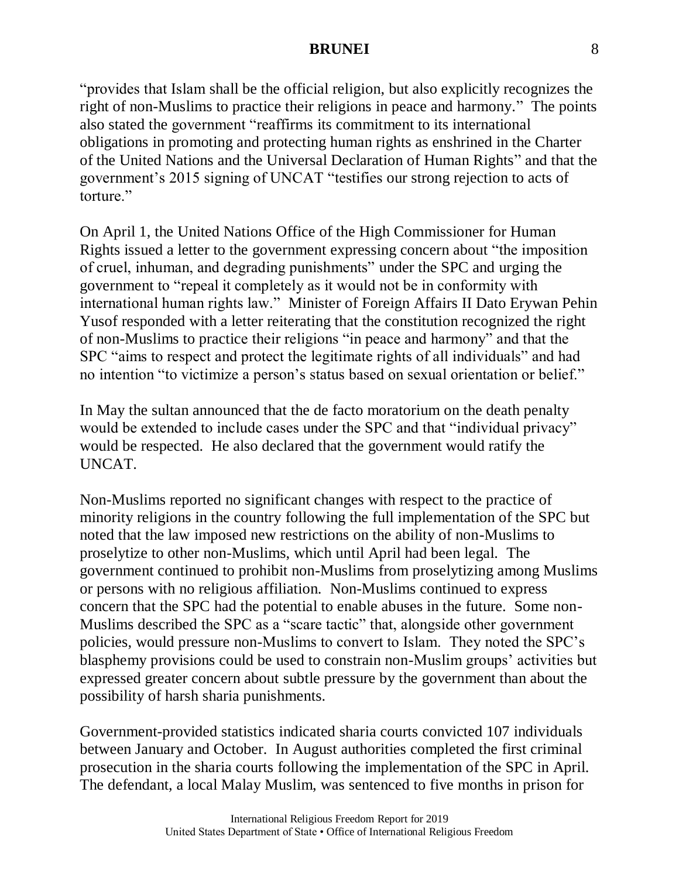"provides that Islam shall be the official religion, but also explicitly recognizes the right of non-Muslims to practice their religions in peace and harmony." The points also stated the government "reaffirms its commitment to its international obligations in promoting and protecting human rights as enshrined in the Charter of the United Nations and the Universal Declaration of Human Rights" and that the government's 2015 signing of UNCAT "testifies our strong rejection to acts of torture."

On April 1, the United Nations Office of the High Commissioner for Human Rights issued a letter to the government expressing concern about "the imposition of cruel, inhuman, and degrading punishments" under the SPC and urging the government to "repeal it completely as it would not be in conformity with international human rights law." Minister of Foreign Affairs II Dato Erywan Pehin Yusof responded with a letter reiterating that the constitution recognized the right of non-Muslims to practice their religions "in peace and harmony" and that the SPC "aims to respect and protect the legitimate rights of all individuals" and had no intention "to victimize a person's status based on sexual orientation or belief."

In May the sultan announced that the de facto moratorium on the death penalty would be extended to include cases under the SPC and that "individual privacy" would be respected. He also declared that the government would ratify the UNCAT.

Non-Muslims reported no significant changes with respect to the practice of minority religions in the country following the full implementation of the SPC but noted that the law imposed new restrictions on the ability of non-Muslims to proselytize to other non-Muslims, which until April had been legal. The government continued to prohibit non-Muslims from proselytizing among Muslims or persons with no religious affiliation. Non-Muslims continued to express concern that the SPC had the potential to enable abuses in the future. Some non-Muslims described the SPC as a "scare tactic" that, alongside other government policies, would pressure non-Muslims to convert to Islam. They noted the SPC's blasphemy provisions could be used to constrain non-Muslim groups' activities but expressed greater concern about subtle pressure by the government than about the possibility of harsh sharia punishments.

Government-provided statistics indicated sharia courts convicted 107 individuals between January and October. In August authorities completed the first criminal prosecution in the sharia courts following the implementation of the SPC in April. The defendant, a local Malay Muslim, was sentenced to five months in prison for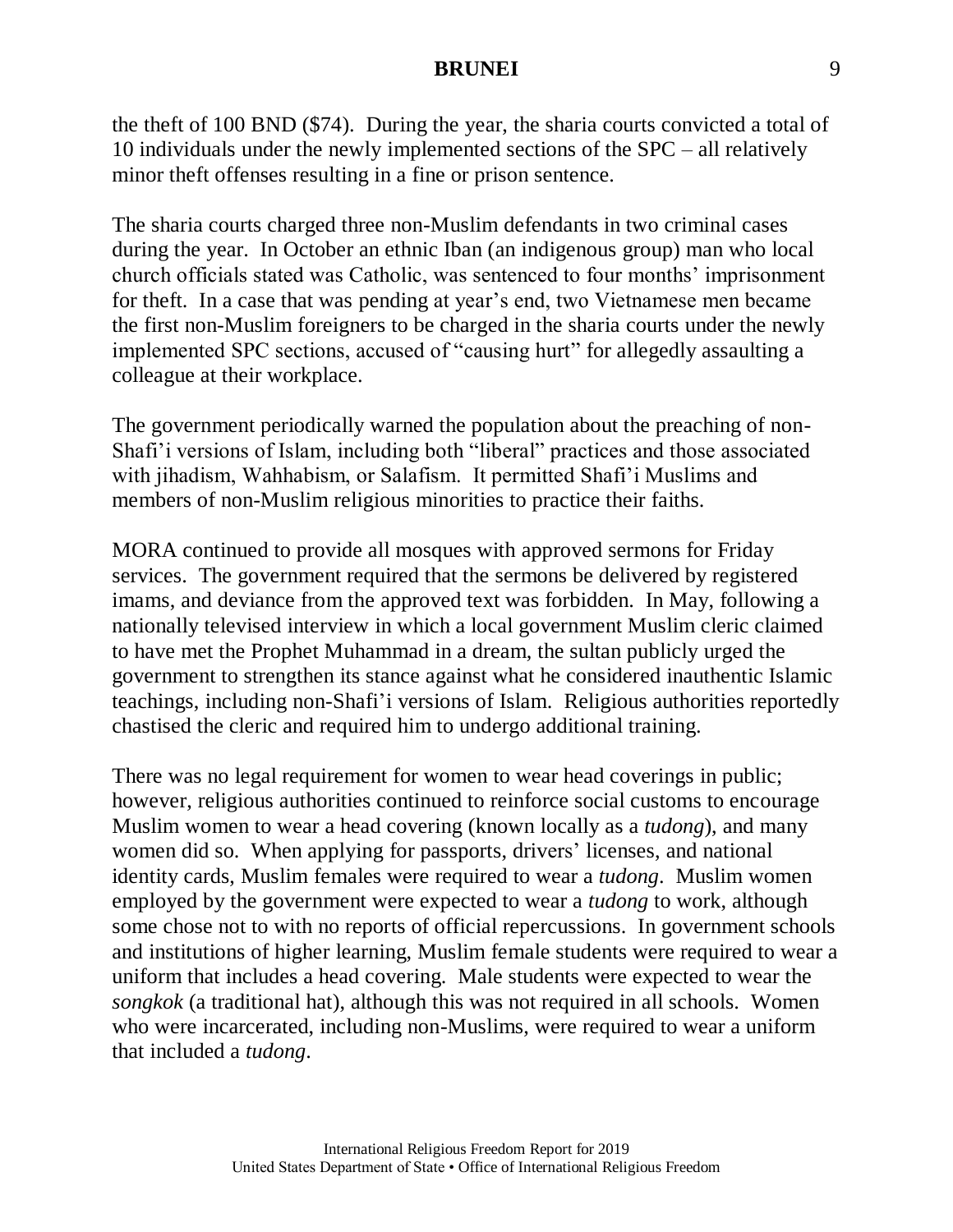the theft of 100 BND ($74). During the year, the sharia courts convicted a total of 10 individuals under the newly implemented sections of the SPC – all relatively minor theft offenses resulting in a fine or prison sentence.

The sharia courts charged three non-Muslim defendants in two criminal cases during the year. In October an ethnic Iban (an indigenous group) man who local church officials stated was Catholic, was sentenced to four months' imprisonment for theft. In a case that was pending at year's end, two Vietnamese men became the first non-Muslim foreigners to be charged in the sharia courts under the newly implemented SPC sections, accused of "causing hurt" for allegedly assaulting a colleague at their workplace.

The government periodically warned the population about the preaching of non-Shafi'i versions of Islam, including both "liberal" practices and those associated with jihadism, Wahhabism, or Salafism. It permitted Shafi'i Muslims and members of non-Muslim religious minorities to practice their faiths.

MORA continued to provide all mosques with approved sermons for Friday services. The government required that the sermons be delivered by registered imams, and deviance from the approved text was forbidden. In May, following a nationally televised interview in which a local government Muslim cleric claimed to have met the Prophet Muhammad in a dream, the sultan publicly urged the government to strengthen its stance against what he considered inauthentic Islamic teachings, including non-Shafi'i versions of Islam. Religious authorities reportedly chastised the cleric and required him to undergo additional training.

There was no legal requirement for women to wear head coverings in public; however, religious authorities continued to reinforce social customs to encourage Muslim women to wear a head covering (known locally as a *tudong*), and many women did so. When applying for passports, drivers' licenses, and national identity cards, Muslim females were required to wear a *tudong*. Muslim women employed by the government were expected to wear a *tudong* to work, although some chose not to with no reports of official repercussions. In government schools and institutions of higher learning, Muslim female students were required to wear a uniform that includes a head covering. Male students were expected to wear the *songkok* (a traditional hat), although this was not required in all schools. Women who were incarcerated, including non-Muslims, were required to wear a uniform that included a *tudong*.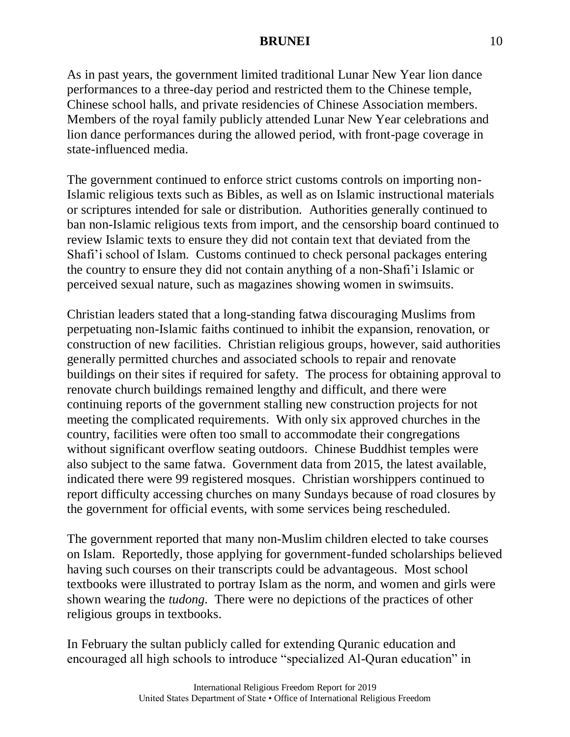As in past years, the government limited traditional Lunar New Year lion dance performances to a three-day period and restricted them to the Chinese temple, Chinese school halls, and private residencies of Chinese Association members. Members of the royal family publicly attended Lunar New Year celebrations and lion dance performances during the allowed period, with front-page coverage in state-influenced media.

The government continued to enforce strict customs controls on importing non-Islamic religious texts such as Bibles, as well as on Islamic instructional materials or scriptures intended for sale or distribution. Authorities generally continued to ban non-Islamic religious texts from import, and the censorship board continued to review Islamic texts to ensure they did not contain text that deviated from the Shafi'i school of Islam. Customs continued to check personal packages entering the country to ensure they did not contain anything of a non-Shafi'i Islamic or perceived sexual nature, such as magazines showing women in swimsuits.

Christian leaders stated that a long-standing fatwa discouraging Muslims from perpetuating non-Islamic faiths continued to inhibit the expansion, renovation, or construction of new facilities. Christian religious groups, however, said authorities generally permitted churches and associated schools to repair and renovate buildings on their sites if required for safety. The process for obtaining approval to renovate church buildings remained lengthy and difficult, and there were continuing reports of the government stalling new construction projects for not meeting the complicated requirements. With only six approved churches in the country, facilities were often too small to accommodate their congregations without significant overflow seating outdoors. Chinese Buddhist temples were also subject to the same fatwa. Government data from 2015, the latest available, indicated there were 99 registered mosques. Christian worshippers continued to report difficulty accessing churches on many Sundays because of road closures by the government for official events, with some services being rescheduled.

The government reported that many non-Muslim children elected to take courses on Islam. Reportedly, those applying for government-funded scholarships believed having such courses on their transcripts could be advantageous. Most school textbooks were illustrated to portray Islam as the norm, and women and girls were shown wearing the *tudong*. There were no depictions of the practices of other religious groups in textbooks.

In February the sultan publicly called for extending Quranic education and encouraged all high schools to introduce "specialized Al-Quran education" in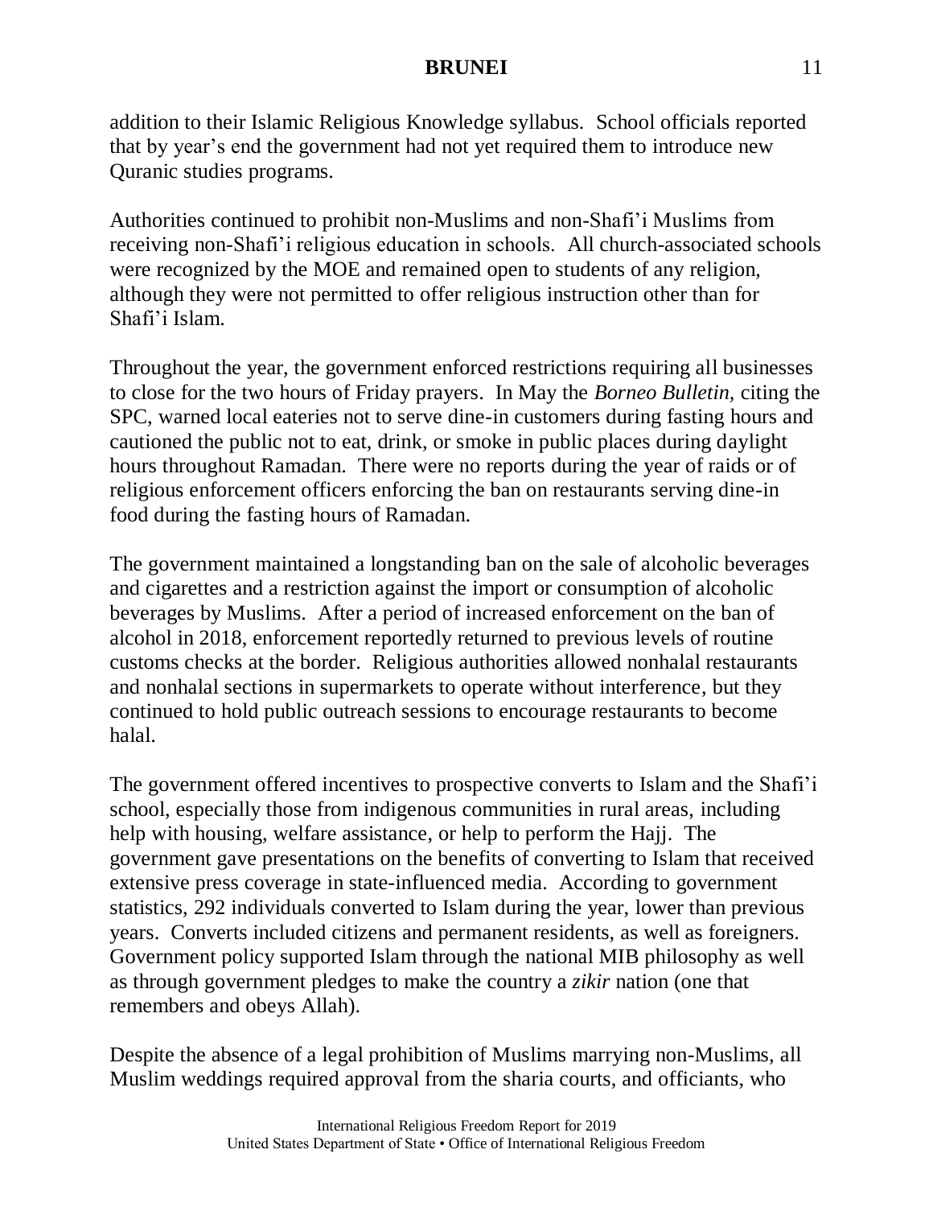addition to their Islamic Religious Knowledge syllabus. School officials reported that by year's end the government had not yet required them to introduce new Quranic studies programs.

Authorities continued to prohibit non-Muslims and non-Shafi'i Muslims from receiving non-Shafi'i religious education in schools. All church-associated schools were recognized by the MOE and remained open to students of any religion, although they were not permitted to offer religious instruction other than for Shafi'i Islam.

Throughout the year, the government enforced restrictions requiring all businesses to close for the two hours of Friday prayers. In May the *Borneo Bulletin,* citing the SPC, warned local eateries not to serve dine-in customers during fasting hours and cautioned the public not to eat, drink, or smoke in public places during daylight hours throughout Ramadan. There were no reports during the year of raids or of religious enforcement officers enforcing the ban on restaurants serving dine-in food during the fasting hours of Ramadan.

The government maintained a longstanding ban on the sale of alcoholic beverages and cigarettes and a restriction against the import or consumption of alcoholic beverages by Muslims. After a period of increased enforcement on the ban of alcohol in 2018, enforcement reportedly returned to previous levels of routine customs checks at the border. Religious authorities allowed nonhalal restaurants and nonhalal sections in supermarkets to operate without interference, but they continued to hold public outreach sessions to encourage restaurants to become halal.

The government offered incentives to prospective converts to Islam and the Shafi'i school, especially those from indigenous communities in rural areas, including help with housing, welfare assistance, or help to perform the Hajj. The government gave presentations on the benefits of converting to Islam that received extensive press coverage in state-influenced media. According to government statistics, 292 individuals converted to Islam during the year, lower than previous years. Converts included citizens and permanent residents, as well as foreigners. Government policy supported Islam through the national MIB philosophy as well as through government pledges to make the country a *zikir* nation (one that remembers and obeys Allah).

Despite the absence of a legal prohibition of Muslims marrying non-Muslims, all Muslim weddings required approval from the sharia courts, and officiants, who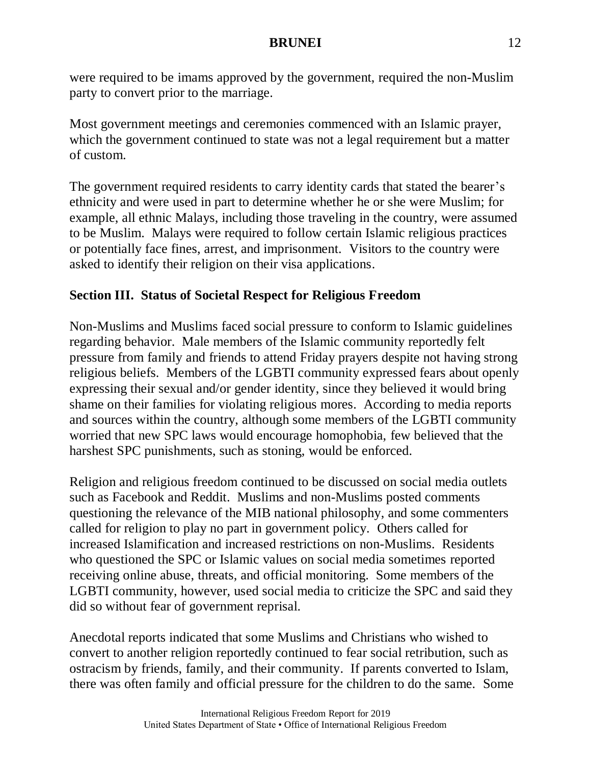were required to be imams approved by the government, required the non-Muslim party to convert prior to the marriage.

Most government meetings and ceremonies commenced with an Islamic prayer, which the government continued to state was not a legal requirement but a matter of custom.

The government required residents to carry identity cards that stated the bearer's ethnicity and were used in part to determine whether he or she were Muslim; for example, all ethnic Malays, including those traveling in the country, were assumed to be Muslim. Malays were required to follow certain Islamic religious practices or potentially face fines, arrest, and imprisonment. Visitors to the country were asked to identify their religion on their visa applications.

## Section III. Status of Societal Respect for Religious Freedom

Non-Muslims and Muslims faced social pressure to conform to Islamic guidelines regarding behavior. Male members of the Islamic community reportedly felt pressure from family and friends to attend Friday prayers despite not having strong religious beliefs. Members of the LGBTI community expressed fears about openly expressing their sexual and/or gender identity, since they believed it would bring shame on their families for violating religious mores. According to media reports and sources within the country, although some members of the LGBTI community worried that new SPC laws would encourage homophobia, few believed that the harshest SPC punishments, such as stoning, would be enforced.

Religion and religious freedom continued to be discussed on social media outlets such as Facebook and Reddit. Muslims and non-Muslims posted comments questioning the relevance of the MIB national philosophy, and some commenters called for religion to play no part in government policy. Others called for increased Islamification and increased restrictions on non-Muslims. Residents who questioned the SPC or Islamic values on social media sometimes reported receiving online abuse, threats, and official monitoring. Some members of the LGBTI community, however, used social media to criticize the SPC and said they did so without fear of government reprisal.

Anecdotal reports indicated that some Muslims and Christians who wished to convert to another religion reportedly continued to fear social retribution, such as ostracism by friends, family, and their community. If parents converted to Islam, there was often family and official pressure for the children to do the same. Some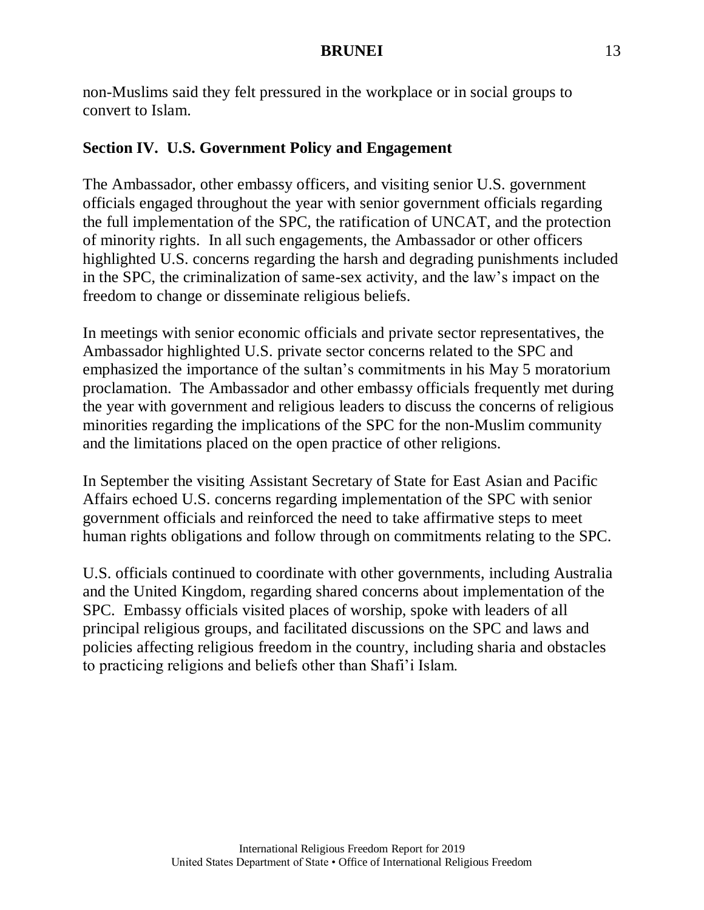non-Muslims said they felt pressured in the workplace or in social groups to convert to Islam.

## Section IV. U.S. Government Policy and Engagement

The Ambassador, other embassy officers, and visiting senior U.S. government officials engaged throughout the year with senior government officials regarding the full implementation of the SPC, the ratification of UNCAT, and the protection of minority rights. In all such engagements, the Ambassador or other officers highlighted U.S. concerns regarding the harsh and degrading punishments included in the SPC, the criminalization of same-sex activity, and the law's impact on the freedom to change or disseminate religious beliefs.

In meetings with senior economic officials and private sector representatives, the Ambassador highlighted U.S. private sector concerns related to the SPC and emphasized the importance of the sultan's commitments in his May 5 moratorium proclamation. The Ambassador and other embassy officials frequently met during the year with government and religious leaders to discuss the concerns of religious minorities regarding the implications of the SPC for the non-Muslim community and the limitations placed on the open practice of other religions.

In September the visiting Assistant Secretary of State for East Asian and Pacific Affairs echoed U.S. concerns regarding implementation of the SPC with senior government officials and reinforced the need to take affirmative steps to meet human rights obligations and follow through on commitments relating to the SPC.

U.S. officials continued to coordinate with other governments, including Australia and the United Kingdom, regarding shared concerns about implementation of the SPC. Embassy officials visited places of worship, spoke with leaders of all principal religious groups, and facilitated discussions on the SPC and laws and policies affecting religious freedom in the country, including sharia and obstacles to practicing religions and beliefs other than Shafi'i Islam.